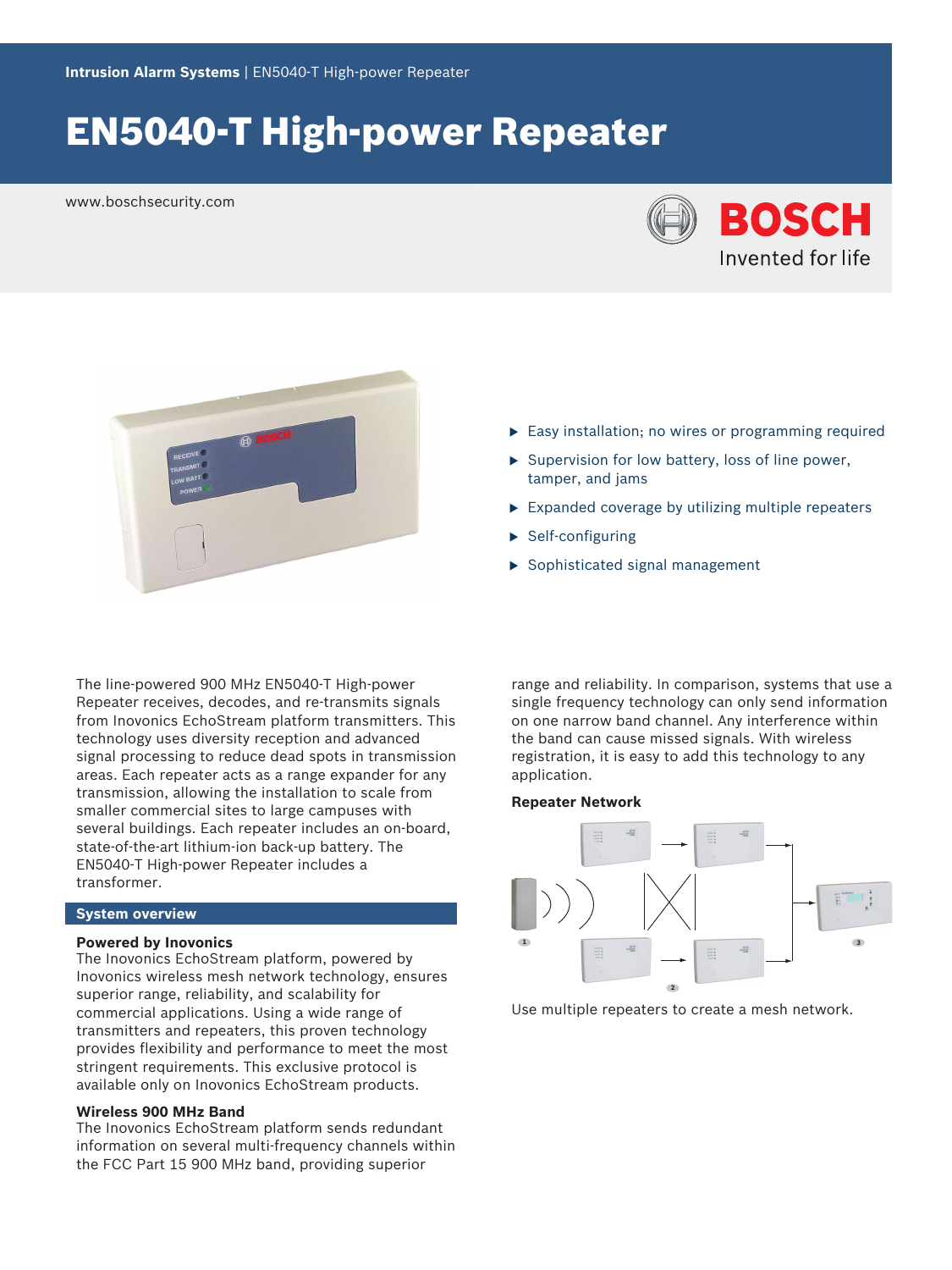Intrusion Alarm Systems | EN5040-T High-power Repeater

# EN5040-T High-power Repeater

www.boschsecurity.com

- Easy installation; no wires or programming required
- Supervision for low battery, loss of line power, tamper, and jams
- Expanded coverage by utilizing multiple repeaters
- Self-configuring
- Sophisticated signal management

The line-powered 900 MHz EN5040-T High-power Repeater receives, decodes, and re-transmits signals from Inovonics EchoStream platform transmitters. This technology uses diversity reception and advanced signal processing to reduce dead spots in transmission areas. Each repeater acts as a range expander for any transmission, allowing the installation to scale from smaller commercial sites to large campuses with several buildings. Each repeater includes an on-board, state-of-the-art lithium-ion back-up battery. The EN5040-T High-power Repeater includes a transformer.

## System overview

### Powered by Inovonics

The Inovonics EchoStream platform, powered by Inovonics wireless mesh network technology, ensures superior range, reliability, and scalability for commercial applications. Using a wide range of transmitters and repeaters, this proven technology provides flexibility and performance to meet the most stringent requirements. This exclusive protocol is available only on Inovonics EchoStream products.

### Wireless 900 MHz Band

The Inovonics EchoStream platform sends redundant information on several multi-frequency channels within the FCC Part 15 900 MHz band, providing superior range and reliability. In comparison, systems that use a single frequency technology can only send information on one narrow band channel. Any interference within the band can cause missed signals. With wireless registration, it is easy to add this technology to any application.

### Repeater Network

Use multiple repeaters to create a mesh network.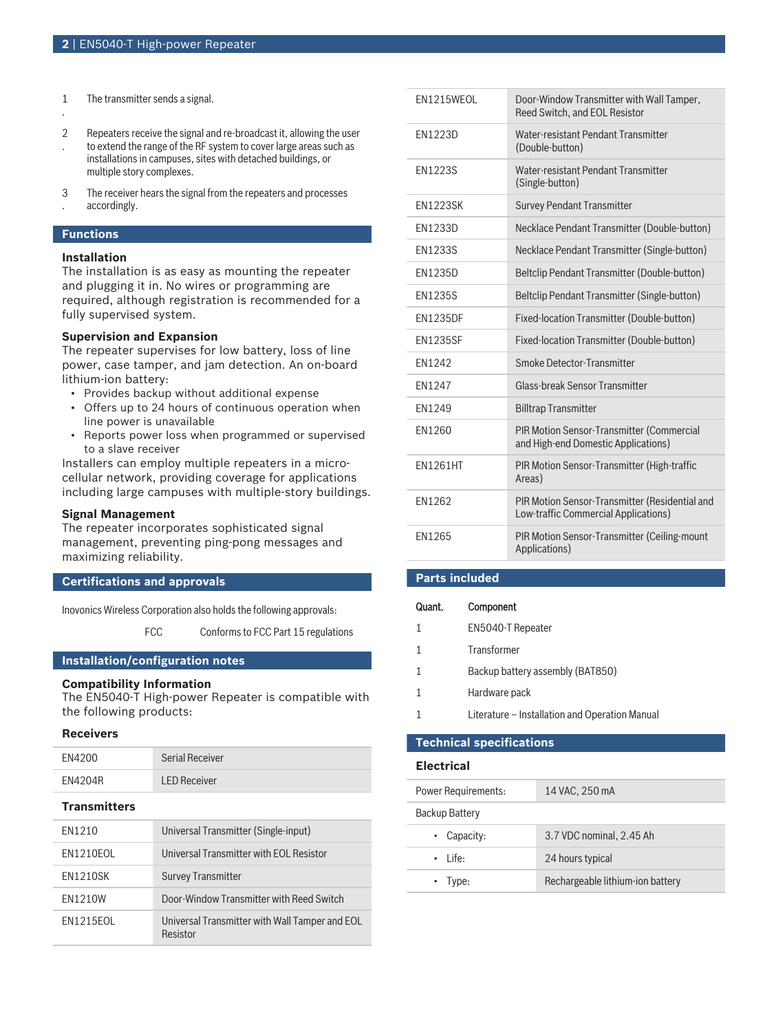1. The transmitter sends a signal.
2. Repeaters receive the signal and re-broadcast it, allowing the user to extend the range of the RF system to cover large areas such as installations in campuses, sites with detached buildings, or multiple story complexes.
3. The receiver hears the signal from the repeaters and processes accordingly.

## Functions

**Installation**

The installation is as easy as mounting the repeater and plugging it in. No wires or programming are required, although registration is recommended for a fully supervised system.

**Supervision and Expansion**

The repeater supervises for low battery, loss of line power, case tamper, and jam detection. An on-board lithium-ion battery:

- Provides backup without additional expense
- Offers up to 24 hours of continuous operation when line power is unavailable
- Reports power loss when programmed or supervised to a slave receiver

Installers can employ multiple repeaters in a micro-cellular network, providing coverage for applications including large campuses with multiple-story buildings.

**Signal Management**

The repeater incorporates sophisticated signal management, preventing ping-pong messages and maximizing reliability.

## Certifications and approvals

Inovonics Wireless Corporation also holds the following approvals:

| | |
|---|---|
| FCC | Conforms to FCC Part 15 regulations |

## Installation/configuration notes

**Compatibility Information**

The EN5040-T High-power Repeater is compatible with the following products:

### Receivers

| | |
|---|---|
| EN4200 | Serial Receiver |
| EN4204R | LED Receiver |

### Transmitters

| | |
|---|---|
| EN1210 | Universal Transmitter (Single-input) |
| EN1210EOL | Universal Transmitter with EOL Resistor |
| EN1210SK | Survey Transmitter |
| EN1210W | Door-Window Transmitter with Reed Switch |
| EN1215EOL | Universal Transmitter with Wall Tamper and EOL Resistor |
| EN1215WEOL | Door-Window Transmitter with Wall Tamper, Reed Switch, and EOL Resistor |
| EN1223D | Water-resistant Pendant Transmitter (Double-button) |
| EN1223S | Water-resistant Pendant Transmitter (Single-button) |
| EN1223SK | Survey Pendant Transmitter |
| EN1233D | Necklace Pendant Transmitter (Double-button) |
| EN1233S | Necklace Pendant Transmitter (Single-button) |
| EN1235D | Beltclip Pendant Transmitter (Double-button) |
| EN1235S | Beltclip Pendant Transmitter (Single-button) |
| EN1235DF | Fixed-location Transmitter (Double-button) |
| EN1235SF | Fixed-location Transmitter (Double-button) |
| EN1242 | Smoke Detector-Transmitter |
| EN1247 | Glass-break Sensor Transmitter |
| EN1249 | Billtrap Transmitter |
| EN1260 | PIR Motion Sensor-Transmitter (Commercial and High-end Domestic Applications) |
| EN1261HT | PIR Motion Sensor-Transmitter (High-traffic Areas) |
| EN1262 | PIR Motion Sensor-Transmitter (Residential and Low-traffic Commercial Applications) |
| EN1265 | PIR Motion Sensor-Transmitter (Ceiling-mount Applications) |

## Parts included

| Quant. | Component |
|---|---|
| 1 | EN5040-T Repeater |
| 1 | Transformer |
| 1 | Backup battery assembly (BAT850) |
| 1 | Hardware pack |
| 1 | Literature – Installation and Operation Manual |

## Technical specifications

### Electrical

| | |
|---|---|
| Power Requirements: | 14 VAC, 250 mA |
| Backup Battery | |
| • Capacity: | 3.7 VDC nominal, 2.45 Ah |
| • Life: | 24 hours typical |
| • Type: | Rechargeable lithium-ion battery |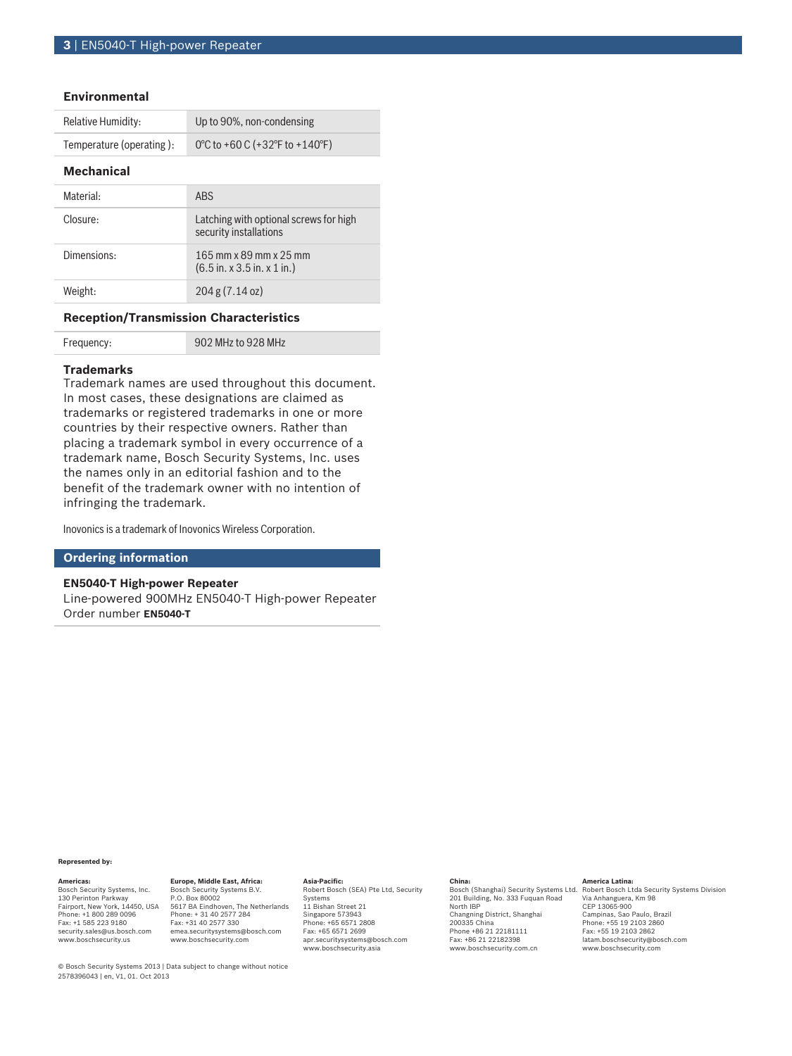### Environmental

| | |
|---|---|
| Relative Humidity: | Up to 90%, non-condensing |
| Temperature (operating ): | 0ºC to +60 C (+32ºF to +140ºF) |

### Mechanical

| | |
|---|---|
| Material: | ABS |
| Closure: | Latching with optional screws for high security installations |
| Dimensions: | 165 mm x 89 mm x 25 mm (6.5 in. x 3.5 in. x 1 in.) |
| Weight: | 204 g (7.14 oz) |

### Reception/Transmission Characteristics

| | |
|---|---|
| Frequency: | 902 MHz to 928 MHz |

### Trademarks

Trademark names are used throughout this document. In most cases, these designations are claimed as trademarks or registered trademarks in one or more countries by their respective owners. Rather than placing a trademark symbol in every occurrence of a trademark name, Bosch Security Systems, Inc. uses the names only in an editorial fashion and to the benefit of the trademark owner with no intention of infringing the trademark.

Inovonics is a trademark of Inovonics Wireless Corporation.

## Ordering information

**EN5040-T High-power Repeater**
Line-powered 900MHz EN5040-T High-power Repeater
Order number **EN5040-T**

**Represented by:**

**Americas:**
Bosch Security Systems, Inc.
130 Perinton Parkway
Fairport, New York, 14450, USA
Phone: +1 800 289 0096
Fax: +1 585 223 9180
security.sales@us.bosch.com
www.boschsecurity.us

**Europe, Middle East, Africa:**
Bosch Security Systems B.V.
P.O. Box 80002
5617 BA Eindhoven, The Netherlands
Phone: + 31 40 2577 284
Fax: +31 40 2577 330
emea.securitysystems@bosch.com
www.boschsecurity.com

**Asia-Pacific:**
Robert Bosch (SEA) Pte Ltd, Security Systems
11 Bishan Street 21
Singapore 573943
Phone: +65 6571 2808
Fax: +65 6571 2699
apr.securitysystems@bosch.com
www.boschsecurity.asia

**China:**
Bosch (Shanghai) Security Systems Ltd.
201 Building, No. 333 Fuquan Road
North IBP
Changning District, Shanghai
200335 China
Phone +86 21 22181111
Fax: +86 21 22182398
www.boschsecurity.com.cn

**America Latina:**
Robert Bosch Ltda Security Systems Division
Via Anhanguera, Km 98
CEP 13065-900
Campinas, Sao Paulo, Brazil
Phone: +55 19 2103 2860
Fax: +55 19 2103 2862
latam.boschsecurity@bosch.com
www.boschsecurity.com

© Bosch Security Systems 2013 | Data subject to change without notice
2578396043 | en, V1, 01. Oct 2013